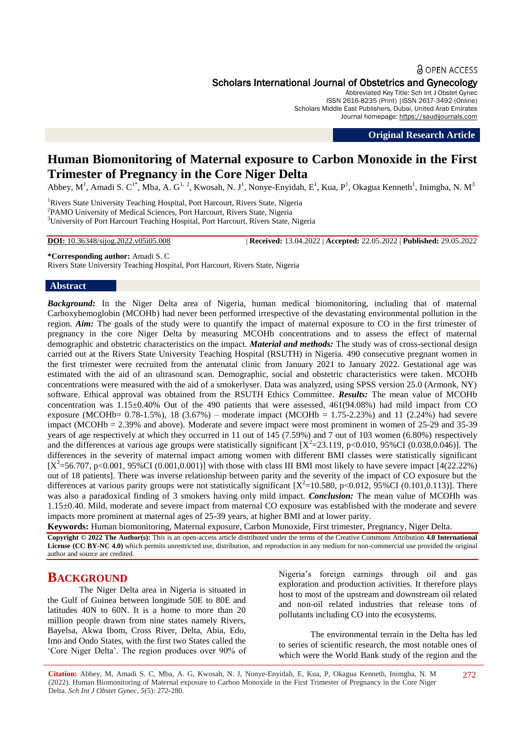OPEN ACCESS

Scholars International Journal of Obstetrics and Gynecology

Abbreviated Key Title: Sch Int J Obstet Gynec
ISSN 2616-8235 (Print) |ISSN 2617-3492 (Online)
Scholars Middle East Publishers, Dubai, United Arab Emirates
Journal homepage: https://saudijournals.com

**Original Research Article**

# Human Biomonitoring of Maternal exposure to Carbon Monoxide in the First Trimester of Pregnancy in the Core Niger Delta

Abbey, M[1], Amadi S. C[1*], Mba, A. G[1, 2], Kwosah, N. J[1], Nonye-Enyidah, E[1], Kua, P[1], Okagua Kenneth[1], Inimgba, N. M[3]

[1]Rivers State University Teaching Hospital, Port Harcourt, Rivers State, Nigeria
[2]PAMO University of Medical Sciences, Port Harcourt, Rivers State, Nigeria
[3]University of Port Harcourt Teaching Hospital, Port Harcourt, Rivers State, Nigeria

**DOI:** 10.36348/sijog.2022.v05i05.008 | **Received:** 13.04.2022 | **Accepted:** 22.05.2022 | **Published:** 29.05.2022

**\*Corresponding author:** Amadi S. C
Rivers State University Teaching Hospital, Port Harcourt, Rivers State, Nigeria

## Abstract

***Background:*** In the Niger Delta area of Nigeria, human medical biomonitoring, including that of maternal Carboxyhemoglobin (MCOHb) had never been performed irrespective of the devastating environmental pollution in the region. ***Aim:*** The goals of the study were to quantify the impact of maternal exposure to CO in the first trimester of pregnancy in the core Niger Delta by measuring MCOHb concentrations and to assess the effect of maternal demographic and obstetric characteristics on the impact. ***Material and methods:*** The study was of cross-sectional design carried out at the Rivers State University Teaching Hospital (RSUTH) in Nigeria. 490 consecutive pregnant women in the first trimester were recruited from the antenatal clinic from January 2021 to January 2022. Gestational age was estimated with the aid of an ultrasound scan. Demographic, social and obstetric characteristics were taken. MCOHb concentrations were measured with the aid of a smokerlyser. Data was analyzed, using SPSS version 25.0 (Armonk, NY) software. Ethical approval was obtained from the RSUTH Ethics Committee. ***Results:*** The mean value of MCOHb concentration was 1.15±0.40% Out of the 490 patients that were assessed, 461(94.08%) had mild impact from CO exposure (MCOHb= 0.78-1.5%), 18 (3.67%) – moderate impact (MCOHb = 1.75-2.23%) and 11 (2.24%) had severe impact (MCOHb = 2.39% and above). Moderate and severe impact were most prominent in women of 25-29 and 35-39 years of age respectively at which they occurred in 11 out of 145 (7.59%) and 7 out of 103 women (6.80%) respectively and the differences at various age groups were statistically significant [$X^2$=23.119, p<0.010, 95%CI (0.038,0.046)]. The differences in the severity of maternal impact among women with different BMI classes were statistically significant [$X^2$=56.707, p<0.001, 95%CI (0.001,0.001)] with those with class III BMI most likely to have severe impact [4(22.22%) out of 18 patients]. There was inverse relationship between parity and the severity of the impact of CO exposure but the differences at various parity groups were not statistically significant [$X^2$=10.580, p<0.012, 95%CI (0.101,0.113)]. There was also a paradoxical finding of 3 smokers having only mild impact. ***Conclusion:*** The mean value of MCOHb was 1.15±0.40. Mild, moderate and severe impact from maternal CO exposure was established with the moderate and severe impacts more prominent at maternal ages of 25-39 years, at higher BMI and at lower parity.

**Keywords:** Human biomonitoring, Maternal exposure, Carbon Monoxide, First trimester, Pregnancy, Niger Delta.

**Copyright © 2022 The Author(s):** This is an open-access article distributed under the terms of the Creative Commons Attribution **4.0 International License (CC BY-NC 4.0)** which permits unrestricted use, distribution, and reproduction in any medium for non-commercial use provided the original author and source are credited.

## BACKGROUND

The Niger Delta area in Nigeria is situated in the Gulf of Guinea between longitude 50E to 80E and latitudes 40N to 60N. It is a home to more than 20 million people drawn from nine states namely Rivers, Bayelsa, Akwa Ibom, Cross River, Delta, Abia, Edo, Imo and Ondo States, with the first two States called the 'Core Niger Delta'. The region produces over 90% of Nigeria's foreign earnings through oil and gas exploration and production activities. It therefore plays host to most of the upstream and downstream oil related and non-oil related industries that release tons of pollutants including CO into the ecosystems.

The environmental terrain in the Delta has led to series of scientific research, the most notable ones of which were the World Bank study of the region and the

**Citation:** Abbey, M, Amadi S. C, Mba, A. G, Kwosah, N. J, Nonye-Enyidah, E, Kua, P, Okagua Kenneth, Inimgba, N. M (2022). Human Biomonitoring of Maternal exposure to Carbon Monoxide in the First Trimester of Pregnancy in the Core Niger Delta. *Sch Int J Obstet Gynec, 5*(5): 272-280.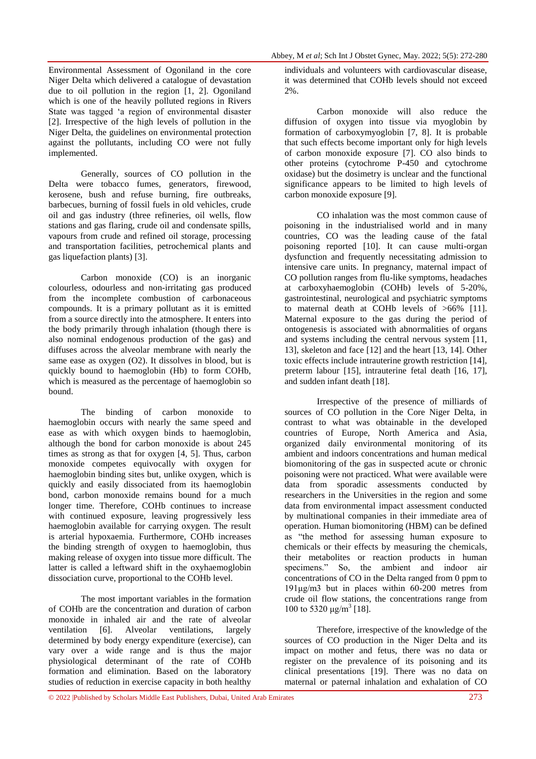Environmental Assessment of Ogoniland in the core Niger Delta which delivered a catalogue of devastation due to oil pollution in the region [1, 2]. Ogoniland which is one of the heavily polluted regions in Rivers State was tagged 'a region of environmental disaster [2]. Irrespective of the high levels of pollution in the Niger Delta, the guidelines on environmental protection against the pollutants, including CO were not fully implemented.

Generally, sources of CO pollution in the Delta were tobacco fumes, generators, firewood, kerosene, bush and refuse burning, fire outbreaks, barbecues, burning of fossil fuels in old vehicles, crude oil and gas industry (three refineries, oil wells, flow stations and gas flaring, crude oil and condensate spills, vapours from crude and refined oil storage, processing and transportation facilities, petrochemical plants and gas liquefaction plants) [3].

Carbon monoxide (CO) is an inorganic colourless, odourless and non-irritating gas produced from the incomplete combustion of carbonaceous compounds. It is a primary pollutant as it is emitted from a source directly into the atmosphere. It enters into the body primarily through inhalation (though there is also nominal endogenous production of the gas) and diffuses across the alveolar membrane with nearly the same ease as oxygen (O2). It dissolves in blood, but is quickly bound to haemoglobin (Hb) to form COHb, which is measured as the percentage of haemoglobin so bound.

The binding of carbon monoxide to haemoglobin occurs with nearly the same speed and ease as with which oxygen binds to haemoglobin, although the bond for carbon monoxide is about 245 times as strong as that for oxygen [4, 5]. Thus, carbon monoxide competes equivocally with oxygen for haemoglobin binding sites but, unlike oxygen, which is quickly and easily dissociated from its haemoglobin bond, carbon monoxide remains bound for a much longer time. Therefore, COHb continues to increase with continued exposure, leaving progressively less haemoglobin available for carrying oxygen. The result is arterial hypoxaemia. Furthermore, COHb increases the binding strength of oxygen to haemoglobin, thus making release of oxygen into tissue more difficult. The latter is called a leftward shift in the oxyhaemoglobin dissociation curve, proportional to the COHb level.

The most important variables in the formation of COHb are the concentration and duration of carbon monoxide in inhaled air and the rate of alveolar ventilation [6]. Alveolar ventilations, largely determined by body energy expenditure (exercise), can vary over a wide range and is thus the major physiological determinant of the rate of COHb formation and elimination. Based on the laboratory studies of reduction in exercise capacity in both healthy individuals and volunteers with cardiovascular disease, it was determined that COHb levels should not exceed 2%.

Carbon monoxide will also reduce the diffusion of oxygen into tissue via myoglobin by formation of carboxymyoglobin [7, 8]. It is probable that such effects become important only for high levels of carbon monoxide exposure [7]. CO also binds to other proteins (cytochrome P-450 and cytochrome oxidase) but the dosimetry is unclear and the functional significance appears to be limited to high levels of carbon monoxide exposure [9].

CO inhalation was the most common cause of poisoning in the industrialised world and in many countries, CO was the leading cause of the fatal poisoning reported [10]. It can cause multi-organ dysfunction and frequently necessitating admission to intensive care units. In pregnancy, maternal impact of CO pollution ranges from flu-like symptoms, headaches at carboxyhaemoglobin (COHb) levels of 5-20%, gastrointestinal, neurological and psychiatric symptoms to maternal death at COHb levels of >66% [11]. Maternal exposure to the gas during the period of ontogenesis is associated with abnormalities of organs and systems including the central nervous system [11, 13], skeleton and face [12] and the heart [13, 14]. Other toxic effects include intrauterine growth restriction [14], preterm labour [15], intrauterine fetal death [16, 17], and sudden infant death [18].

Irrespective of the presence of milliards of sources of CO pollution in the Core Niger Delta, in contrast to what was obtainable in the developed countries of Europe, North America and Asia, organized daily environmental monitoring of its ambient and indoors concentrations and human medical biomonitoring of the gas in suspected acute or chronic poisoning were not practiced. What were available were data from sporadic assessments conducted by researchers in the Universities in the region and some data from environmental impact assessment conducted by multinational companies in their immediate area of operation. Human biomonitoring (HBM) can be defined as "the method for assessing human exposure to chemicals or their effects by measuring the chemicals, their metabolites or reaction products in human specimens." So, the ambient and indoor air concentrations of CO in the Delta ranged from 0 ppm to 191µg/m3 but in places within 60-200 metres from crude oil flow stations, the concentrations range from 100 to 5320 µg/m$^3$ [18].

Therefore, irrespective of the knowledge of the sources of CO production in the Niger Delta and its impact on mother and fetus, there was no data or register on the prevalence of its poisoning and its clinical presentations [19]. There was no data on maternal or paternal inhalation and exhalation of CO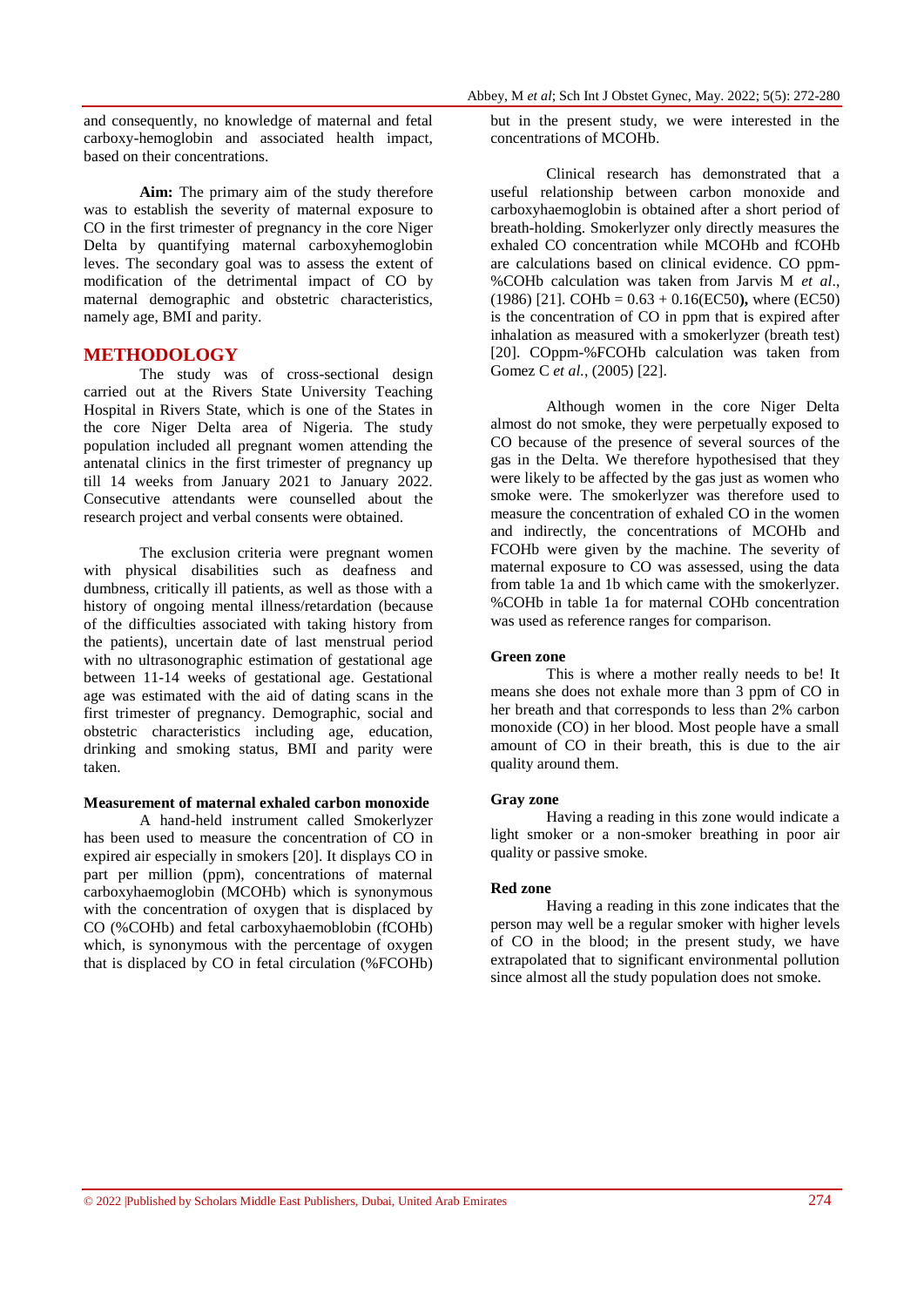and consequently, no knowledge of maternal and fetal carboxy-hemoglobin and associated health impact, based on their concentrations.

**Aim:** The primary aim of the study therefore was to establish the severity of maternal exposure to CO in the first trimester of pregnancy in the core Niger Delta by quantifying maternal carboxyhemoglobin leves. The secondary goal was to assess the extent of modification of the detrimental impact of CO by maternal demographic and obstetric characteristics, namely age, BMI and parity.

## METHODOLOGY

The study was of cross-sectional design carried out at the Rivers State University Teaching Hospital in Rivers State, which is one of the States in the core Niger Delta area of Nigeria. The study population included all pregnant women attending the antenatal clinics in the first trimester of pregnancy up till 14 weeks from January 2021 to January 2022. Consecutive attendants were counselled about the research project and verbal consents were obtained.

The exclusion criteria were pregnant women with physical disabilities such as deafness and dumbness, critically ill patients, as well as those with a history of ongoing mental illness/retardation (because of the difficulties associated with taking history from the patients), uncertain date of last menstrual period with no ultrasonographic estimation of gestational age between 11-14 weeks of gestational age. Gestational age was estimated with the aid of dating scans in the first trimester of pregnancy. Demographic, social and obstetric characteristics including age, education, drinking and smoking status, BMI and parity were taken.

### Measurement of maternal exhaled carbon monoxide

A hand-held instrument called Smokerlyzer has been used to measure the concentration of CO in expired air especially in smokers [20]. It displays CO in part per million (ppm), concentrations of maternal carboxyhaemoglobin (MCOHb) which is synonymous with the concentration of oxygen that is displaced by CO (%COHb) and fetal carboxyhaemoblobin (fCOHb) which, is synonymous with the percentage of oxygen that is displaced by CO in fetal circulation (%FCOHb) but in the present study, we were interested in the concentrations of MCOHb.

Clinical research has demonstrated that a useful relationship between carbon monoxide and carboxyhaemoglobin is obtained after a short period of breath-holding. Smokerlyzer only directly measures the exhaled CO concentration while MCOHb and fCOHb are calculations based on clinical evidence. CO ppm-%COHb calculation was taken from Jarvis M *et al*., (1986) [21]. COHb = 0.63 + 0.16(EC50**)**, where (EC50) is the concentration of CO in ppm that is expired after inhalation as measured with a smokerlyzer (breath test) [20]. COppm-%FCOHb calculation was taken from Gomez C *et al.*, (2005) [22].

Although women in the core Niger Delta almost do not smoke, they were perpetually exposed to CO because of the presence of several sources of the gas in the Delta. We therefore hypothesised that they were likely to be affected by the gas just as women who smoke were. The smokerlyzer was therefore used to measure the concentration of exhaled CO in the women and indirectly, the concentrations of MCOHb and FCOHb were given by the machine. The severity of maternal exposure to CO was assessed, using the data from table 1a and 1b which came with the smokerlyzer. %COHb in table 1a for maternal COHb concentration was used as reference ranges for comparison.

### Green zone

This is where a mother really needs to be! It means she does not exhale more than 3 ppm of CO in her breath and that corresponds to less than 2% carbon monoxide (CO) in her blood. Most people have a small amount of CO in their breath, this is due to the air quality around them.

### Gray zone

Having a reading in this zone would indicate a light smoker or a non-smoker breathing in poor air quality or passive smoke.

### Red zone

Having a reading in this zone indicates that the person may well be a regular smoker with higher levels of CO in the blood; in the present study, we have extrapolated that to significant environmental pollution since almost all the study population does not smoke.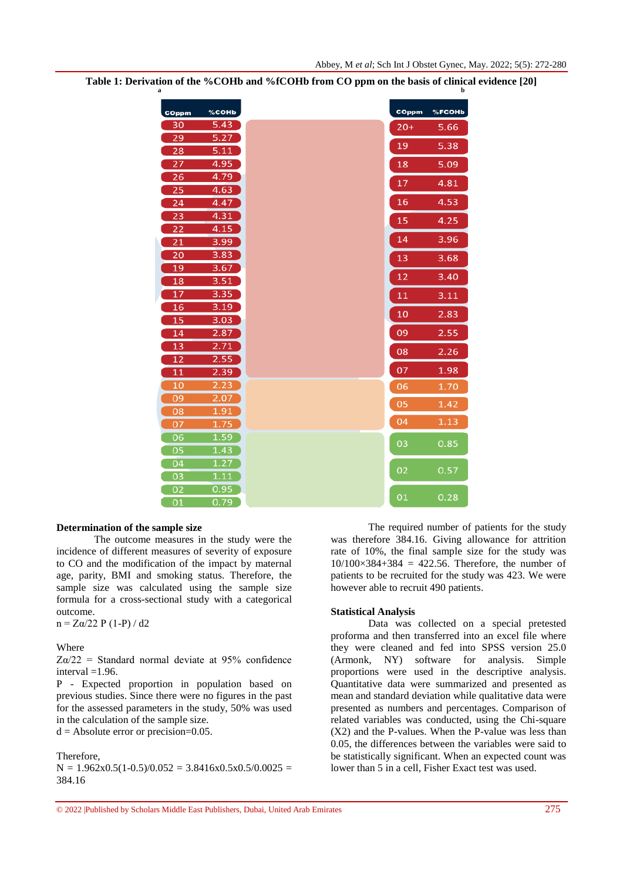**Table 1: Derivation of the %COHb and %fCOHb from CO ppm on the basis of clinical evidence [20]**

**a**

| COppm | %COHb |
|---|---|
| 30 | 5.43 |
| 29 | 5.27 |
| 28 | 5.11 |
| 27 | 4.95 |
| 26 | 4.79 |
| 25 | 4.63 |
| 24 | 4.47 |
| 23 | 4.31 |
| 22 | 4.15 |
| 21 | 3.99 |
| 20 | 3.83 |
| 19 | 3.67 |
| 18 | 3.51 |
| 17 | 3.35 |
| 16 | 3.19 |
| 15 | 3.03 |
| 14 | 2.87 |
| 13 | 2.71 |
| 12 | 2.55 |
| 11 | 2.39 |
| 10 | 2.23 |
| 09 | 2.07 |
| 08 | 1.91 |
| 07 | 1.75 |
| 06 | 1.59 |
| 05 | 1.43 |
| 04 | 1.27 |
| 03 | 1.11 |
| 02 | 0.95 |
| 01 | 0.79 |

**b**

| COppm | %FCOHb |
|---|---|
| 20+ | 5.66 |
| 19 | 5.38 |
| 18 | 5.09 |
| 17 | 4.81 |
| 16 | 4.53 |
| 15 | 4.25 |
| 14 | 3.96 |
| 13 | 3.68 |
| 12 | 3.40 |
| 11 | 3.11 |
| 10 | 2.83 |
| 09 | 2.55 |
| 08 | 2.26 |
| 07 | 1.98 |
| 06 | 1.70 |
| 05 | 1.42 |
| 04 | 1.13 |
| 03 | 0.85 |
| 02 | 0.57 |
| 01 | 0.28 |

### Determination of the sample size

The outcome measures in the study were the incidence of different measures of severity of exposure to CO and the modification of the impact by maternal age, parity, BMI and smoking status. Therefore, the sample size was calculated using the sample size formula for a cross-sectional study with a categorical outcome.

n = Zα/22 P (1-P) / d2

Where

Zα/22 = Standard normal deviate at 95% confidence interval =1.96.

P - Expected proportion in population based on previous studies. Since there were no figures in the past for the assessed parameters in the study, 50% was used in the calculation of the sample size.

d = Absolute error or precision=0.05.

Therefore,

N = 1.962x0.5(1-0.5)/0.052 = 3.8416x0.5x0.5/0.0025 = 384.16

The required number of patients for the study was therefore 384.16. Giving allowance for attrition rate of 10%, the final sample size for the study was 10/100×384+384 = 422.56. Therefore, the number of patients to be recruited for the study was 423. We were however able to recruit 490 patients.

### Statistical Analysis

Data was collected on a special pretested proforma and then transferred into an excel file where they were cleaned and fed into SPSS version 25.0 (Armonk, NY) software for analysis. Simple proportions were used in the descriptive analysis. Quantitative data were summarized and presented as mean and standard deviation while qualitative data were presented as numbers and percentages. Comparison of related variables was conducted, using the Chi-square (X2) and the P-values. When the P-value was less than 0.05, the differences between the variables were said to be statistically significant. When an expected count was lower than 5 in a cell, Fisher Exact test was used.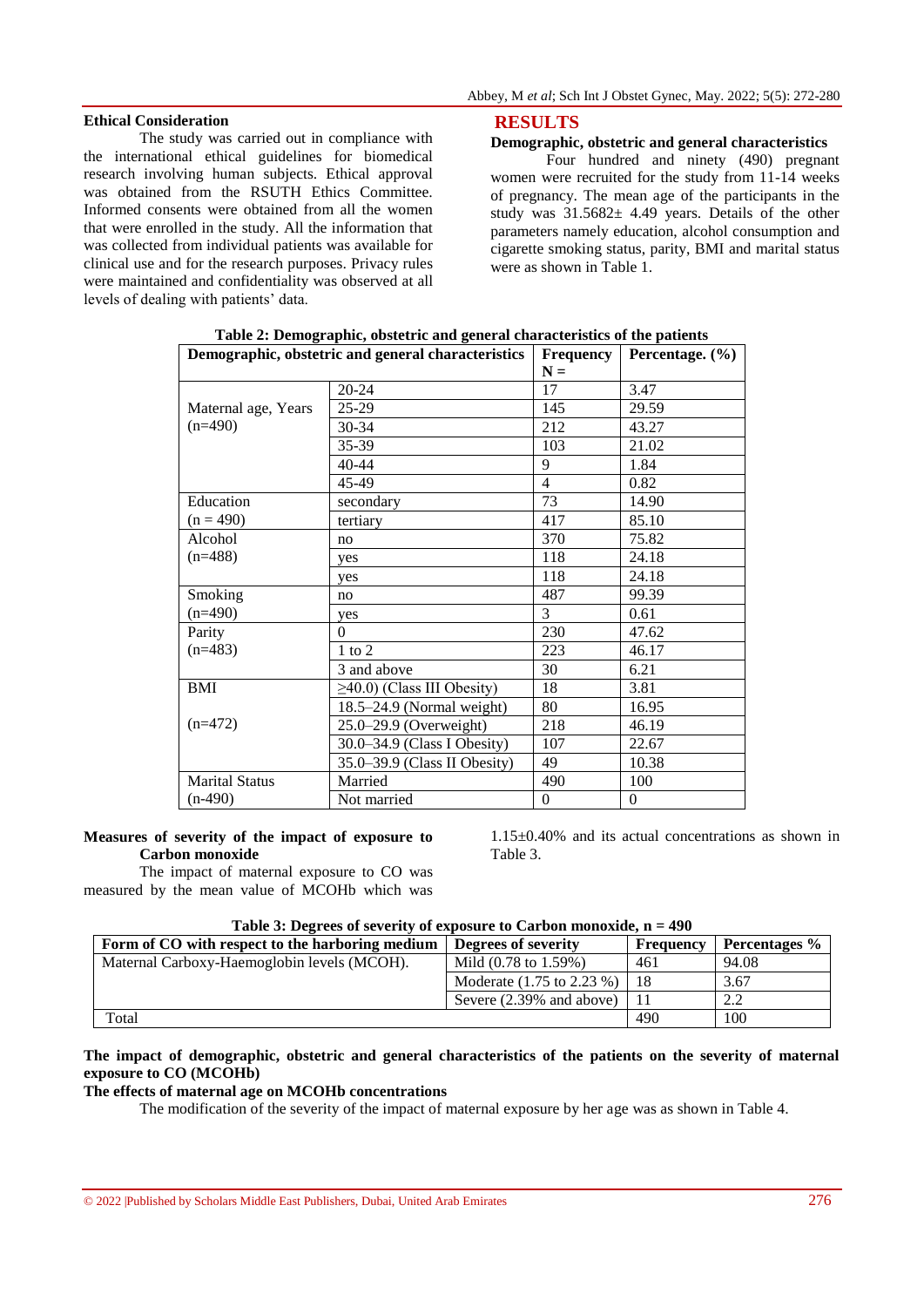### Ethical Consideration

The study was carried out in compliance with the international ethical guidelines for biomedical research involving human subjects. Ethical approval was obtained from the RSUTH Ethics Committee. Informed consents were obtained from all the women that were enrolled in the study. All the information that was collected from individual patients was available for clinical use and for the research purposes. Privacy rules were maintained and confidentiality was observed at all levels of dealing with patients' data.

## RESULTS

### Demographic, obstetric and general characteristics

Four hundred and ninety (490) pregnant women were recruited for the study from 11-14 weeks of pregnancy. The mean age of the participants in the study was 31.5682± 4.49 years. Details of the other parameters namely education, alcohol consumption and cigarette smoking status, parity, BMI and marital status were as shown in Table 1.

**Table 2: Demographic, obstetric and general characteristics of the patients**

| Demographic, obstetric and general characteristics | | Frequency N = | Percentage. (%) |
|---|---|---|---|
| Maternal age, Years (n=490) | 20-24 | 17 | 3.47 |
| | 25-29 | 145 | 29.59 |
| | 30-34 | 212 | 43.27 |
| | 35-39 | 103 | 21.02 |
| | 40-44 | 9 | 1.84 |
| | 45-49 | 4 | 0.82 |
| Education (n = 490) | secondary | 73 | 14.90 |
| | tertiary | 417 | 85.10 |
| Alcohol (n=488) | no | 370 | 75.82 |
| | yes | 118 | 24.18 |
| | yes | 118 | 24.18 |
| Smoking (n=490) | no | 487 | 99.39 |
| | yes | 3 | 0.61 |
| Parity (n=483) | 0 | 230 | 47.62 |
| | 1 to 2 | 223 | 46.17 |
| | 3 and above | 30 | 6.21 |
| BMI (n=472) | ≥40.0) (Class III Obesity) | 18 | 3.81 |
| | 18.5–24.9 (Normal weight) | 80 | 16.95 |
| | 25.0–29.9 (Overweight) | 218 | 46.19 |
| | 30.0–34.9 (Class I Obesity) | 107 | 22.67 |
| | 35.0–39.9 (Class II Obesity) | 49 | 10.38 |
| Marital Status (n-490) | Married | 490 | 100 |
| | Not married | 0 | 0 |

### Measures of severity of the impact of exposure to Carbon monoxide

The impact of maternal exposure to CO was measured by the mean value of MCOHb which was 1.15±0.40% and its actual concentrations as shown in Table 3.

**Table 3: Degrees of severity of exposure to Carbon monoxide, n = 490**

| Form of CO with respect to the harboring medium | Degrees of severity | Frequency | Percentages % |
|---|---|---|---|
| Maternal Carboxy-Haemoglobin levels (MCOH). | Mild (0.78 to 1.59%) | 461 | 94.08 |
| | Moderate (1.75 to 2.23 %) | 18 | 3.67 |
| | Severe (2.39% and above) | 11 | 2.2 |
| Total | | 490 | 100 |

### The impact of demographic, obstetric and general characteristics of the patients on the severity of maternal exposure to CO (MCOHb)

#### The effects of maternal age on MCOHb concentrations

The modification of the severity of the impact of maternal exposure by her age was as shown in Table 4.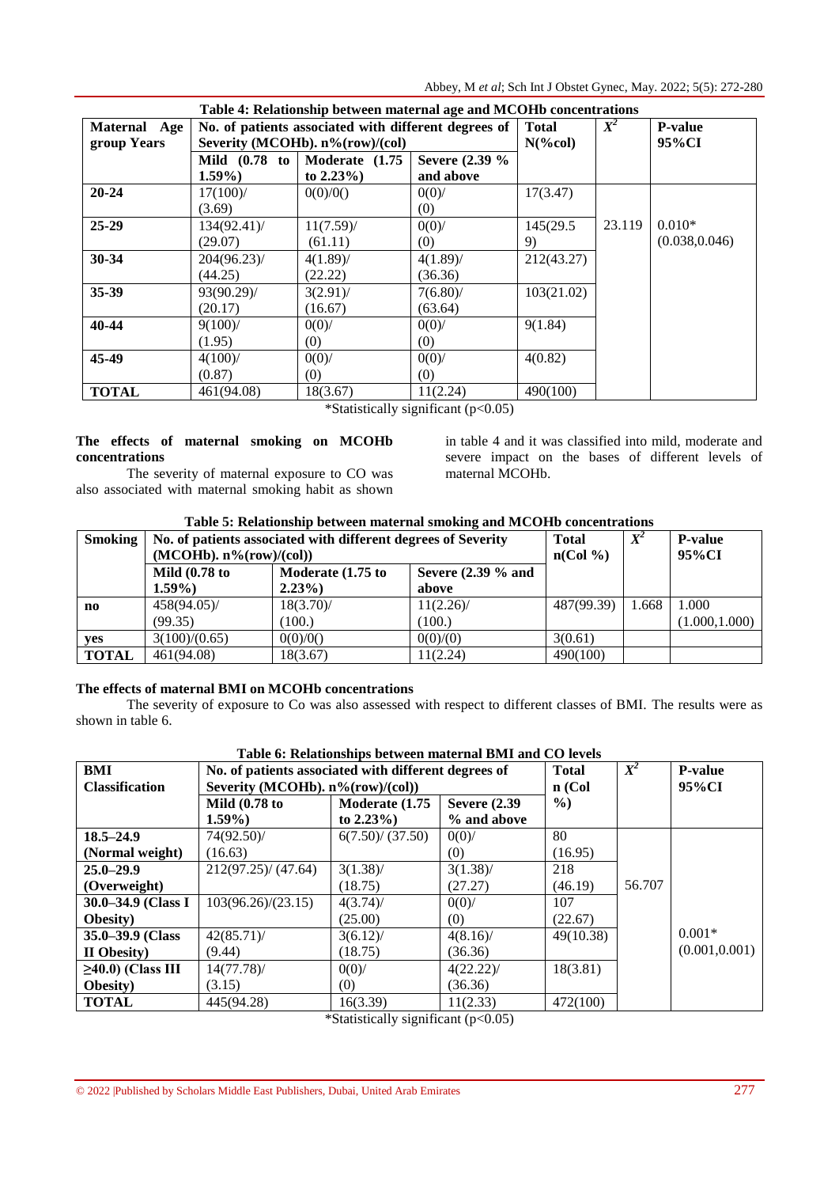**Table 4: Relationship between maternal age and MCOHb concentrations**

| Maternal Age group Years | No. of patients associated with different degrees of Severity (MCOHb). n%(row)/(col) | | | Total N(%col) | $X^2$ | P-value 95%CI |
|---|---|---|---|---|---|---|
| | Mild (0.78 to 1.59%) | Moderate (1.75 to 2.23%) | Severe (2.39 % and above | | | |
| 20-24 | 17(100)/ (3.69) | 0(0)/0() | 0(0)/ (0) | 17(3.47) | 23.119 | 0.010* (0.038,0.046) |
| 25-29 | 134(92.41)/ (29.07) | 11(7.59)/ (61.11) | 0(0)/ (0) | 145(29.5 9) | | |
| 30-34 | 204(96.23)/ (44.25) | 4(1.89)/ (22.22) | 4(1.89)/ (36.36) | 212(43.27) | | |
| 35-39 | 93(90.29)/ (20.17) | 3(2.91)/ (16.67) | 7(6.80)/ (63.64) | 103(21.02) | | |
| 40-44 | 9(100)/ (1.95) | 0(0)/ (0) | 0(0)/ (0) | 9(1.84) | | |
| 45-49 | 4(100)/ (0.87) | 0(0)/ (0) | 0(0)/ (0) | 4(0.82) | | |
| TOTAL | 461(94.08) | 18(3.67) | 11(2.24) | 490(100) | | |

*Statistically significant ($p<0.05$)

**The effects of maternal smoking on MCOHb concentrations**

The severity of maternal exposure to CO was also associated with maternal smoking habit as shown in table 4 and it was classified into mild, moderate and severe impact on the bases of different levels of maternal MCOHb.

**Table 5: Relationship between maternal smoking and MCOHb concentrations**

| Smoking | No. of patients associated with different degrees of Severity (MCOHb). n%(row)/(col)) | | | Total n(Col %) | $X^2$ | P-value 95%CI |
|---|---|---|---|---|---|---|
| | Mild (0.78 to 1.59%) | Moderate (1.75 to 2.23%) | Severe (2.39 % and above | | | |
| no | 458(94.05)/ (99.35) | 18(3.70)/ (100.) | 11(2.26)/ (100.) | 487(99.39) | 1.668 | 1.000 (1.000,1.000) |
| yes | 3(100)/(0.65) | 0(0)/0() | 0(0)/(0) | 3(0.61) | | |
| TOTAL | 461(94.08) | 18(3.67) | 11(2.24) | 490(100) | | |

**The effects of maternal BMI on MCOHb concentrations**

The severity of exposure to Co was also assessed with respect to different classes of BMI. The results were as shown in table 6.

**Table 6: Relationships between maternal BMI and CO levels**

| BMI Classification | No. of patients associated with different degrees of Severity (MCOHb). n%(row)/(col)) | | | Total n (Col %) | $X^2$ | P-value 95%CI |
|---|---|---|---|---|---|---|
| | Mild (0.78 to 1.59%) | Moderate (1.75 to 2.23%) | Severe (2.39 % and above | | | |
| 18.5–24.9 (Normal weight) | 74(92.50)/ (16.63) | 6(7.50)/ (37.50) | 0(0)/ (0) | 80 (16.95) | 56.707 | 0.001* (0.001,0.001) |
| 25.0–29.9 (Overweight) | 212(97.25)/ (47.64) | 3(1.38)/ (18.75) | 3(1.38)/ (27.27) | 218 (46.19) | | |
| 30.0–34.9 (Class I Obesity) | 103(96.26)/(23.15) | 4(3.74)/ (25.00) | 0(0)/ (0) | 107 (22.67) | | |
| 35.0–39.9 (Class II Obesity) | 42(85.71)/ (9.44) | 3(6.12)/ (18.75) | 4(8.16)/ (36.36) | 49(10.38) | | |
| ≥40.0) (Class III Obesity) | 14(77.78)/ (3.15) | 0(0)/ (0) | 4(22.22)/ (36.36) | 18(3.81) | | |
| TOTAL | 445(94.28) | 16(3.39) | 11(2.33) | 472(100) | | |

*Statistically significant ($p<0.05$)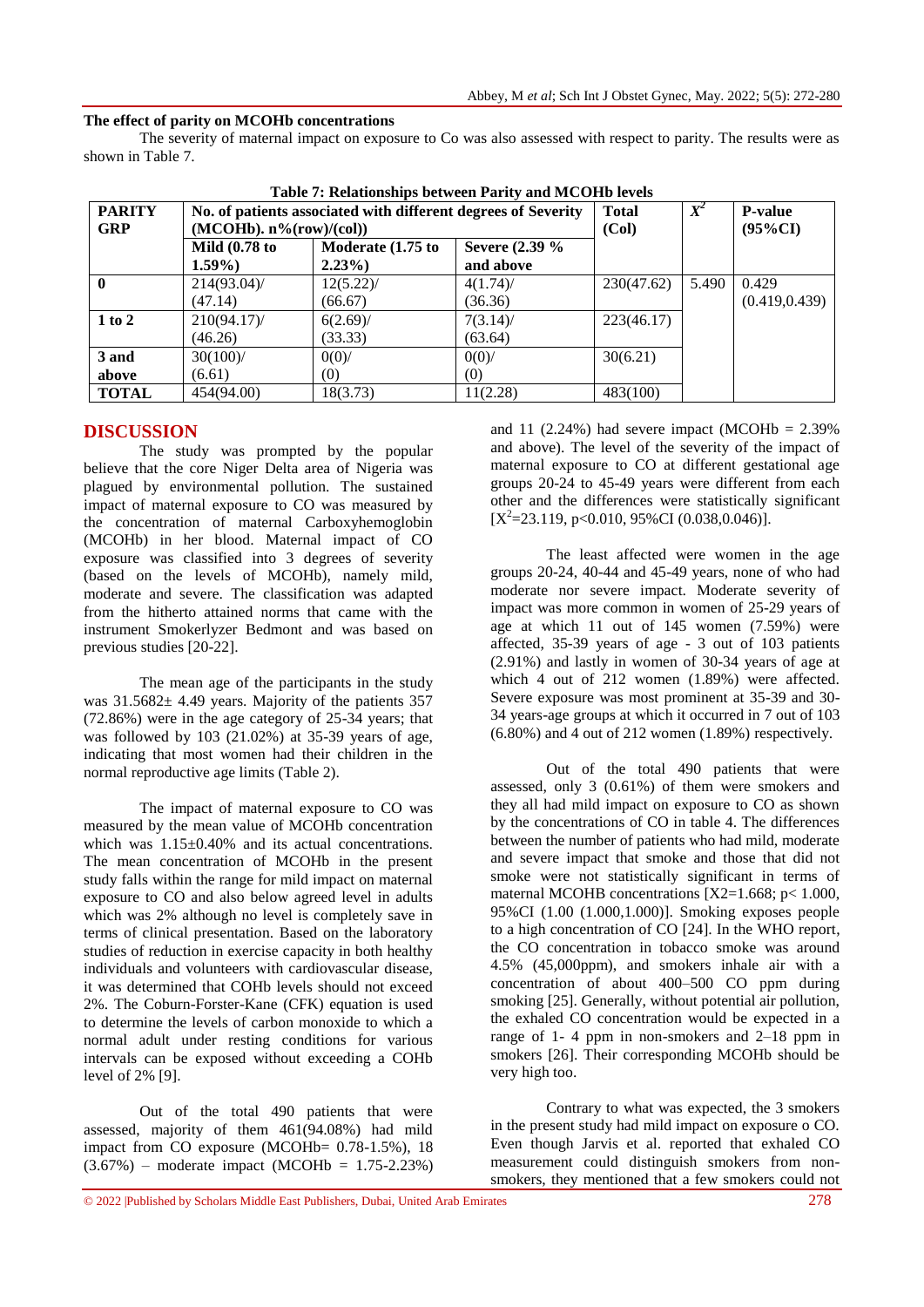### The effect of parity on MCOHb concentrations

The severity of maternal impact on exposure to Co was also assessed with respect to parity. The results were as shown in Table 7.

**Table 7: Relationships between Parity and MCOHb levels**

| PARITY GRP | No. of patients associated with different degrees of Severity (MCOHb). n%(row)/(col)) | | | Total (Col) | $X^2$ | P-value (95%CI) |
|---|---|---|---|---|---|---|
| | Mild (0.78 to 1.59%) | Moderate (1.75 to 2.23%) | Severe (2.39 % and above | | | |
| 0 | 214(93.04)/ (47.14) | 12(5.22)/ (66.67) | 4(1.74)/ (36.36) | 230(47.62) | 5.490 | 0.429 (0.419,0.439) |
| 1 to 2 | 210(94.17)/ (46.26) | 6(2.69)/ (33.33) | 7(3.14)/ (63.64) | 223(46.17) | | |
| 3 and above | 30(100)/ (6.61) | 0(0)/ (0) | 0(0)/ (0) | 30(6.21) | | |
| TOTAL | 454(94.00) | 18(3.73) | 11(2.28) | 483(100) | | |

## DISCUSSION

The study was prompted by the popular believe that the core Niger Delta area of Nigeria was plagued by environmental pollution. The sustained impact of maternal exposure to CO was measured by the concentration of maternal Carboxyhemoglobin (MCOHb) in her blood. Maternal impact of CO exposure was classified into 3 degrees of severity (based on the levels of MCOHb), namely mild, moderate and severe. The classification was adapted from the hitherto attained norms that came with the instrument Smokerlyzer Bedmont and was based on previous studies [20-22].

The mean age of the participants in the study was 31.5682± 4.49 years. Majority of the patients 357 (72.86%) were in the age category of 25-34 years; that was followed by 103 (21.02%) at 35-39 years of age, indicating that most women had their children in the normal reproductive age limits (Table 2).

The impact of maternal exposure to CO was measured by the mean value of MCOHb concentration which was 1.15±0.40% and its actual concentrations. The mean concentration of MCOHb in the present study falls within the range for mild impact on maternal exposure to CO and also below agreed level in adults which was 2% although no level is completely save in terms of clinical presentation. Based on the laboratory studies of reduction in exercise capacity in both healthy individuals and volunteers with cardiovascular disease, it was determined that COHb levels should not exceed 2%. The Coburn-Forster-Kane (CFK) equation is used to determine the levels of carbon monoxide to which a normal adult under resting conditions for various intervals can be exposed without exceeding a COHb level of 2% [9].

Out of the total 490 patients that were assessed, majority of them 461(94.08%) had mild impact from CO exposure (MCOHb= 0.78-1.5%), 18 (3.67%) – moderate impact (MCOHb = 1.75-2.23%) and 11 (2.24%) had severe impact (MCOHb = 2.39% and above). The level of the severity of the impact of maternal exposure to CO at different gestational age groups 20-24 to 45-49 years were different from each other and the differences were statistically significant [$X^2$=23.119, p<0.010, 95%CI (0.038,0.046)].

The least affected were women in the age groups 20-24, 40-44 and 45-49 years, none of who had moderate nor severe impact. Moderate severity of impact was more common in women of 25-29 years of age at which 11 out of 145 women (7.59%) were affected, 35-39 years of age - 3 out of 103 patients (2.91%) and lastly in women of 30-34 years of age at which 4 out of 212 women (1.89%) were affected. Severe exposure was most prominent at 35-39 and 30-34 years-age groups at which it occurred in 7 out of 103 (6.80%) and 4 out of 212 women (1.89%) respectively.

Out of the total 490 patients that were assessed, only 3 (0.61%) of them were smokers and they all had mild impact on exposure to CO as shown by the concentrations of CO in table 4. The differences between the number of patients who had mild, moderate and severe impact that smoke and those that did not smoke were not statistically significant in terms of maternal MCOHB concentrations [X2=1.668; p< 1.000, 95%CI (1.00 (1.000,1.000)]. Smoking exposes people to a high concentration of CO [24]. In the WHO report, the CO concentration in tobacco smoke was around 4.5% (45,000ppm), and smokers inhale air with a concentration of about 400–500 CO ppm during smoking [25]. Generally, without potential air pollution, the exhaled CO concentration would be expected in a range of 1- 4 ppm in non-smokers and 2–18 ppm in smokers [26]. Their corresponding MCOHb should be very high too.

Contrary to what was expected, the 3 smokers in the present study had mild impact on exposure o CO. Even though Jarvis et al. reported that exhaled CO measurement could distinguish smokers from non-smokers, they mentioned that a few smokers could not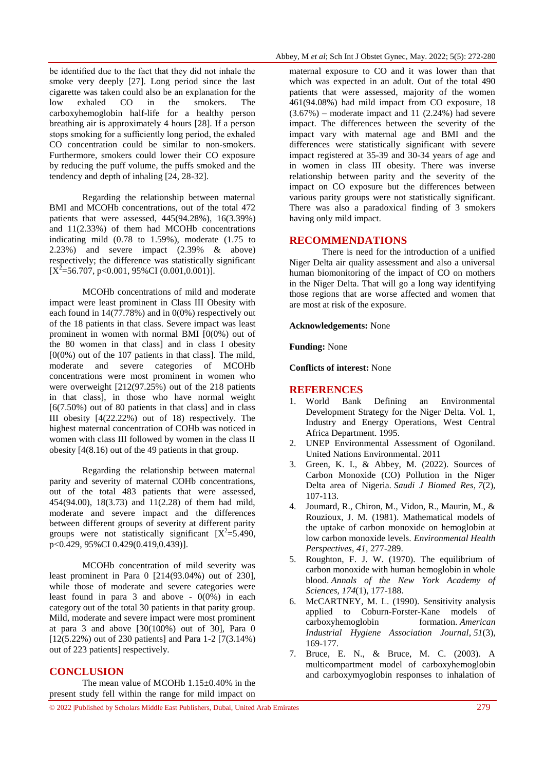be identified due to the fact that they did not inhale the smoke very deeply [27]. Long period since the last cigarette was taken could also be an explanation for the low exhaled CO in the smokers. The carboxyhemoglobin half-life for a healthy person breathing air is approximately 4 hours [28]. If a person stops smoking for a sufficiently long period, the exhaled CO concentration could be similar to non-smokers. Furthermore, smokers could lower their CO exposure by reducing the puff volume, the puffs smoked and the tendency and depth of inhaling [24, 28-32].

Regarding the relationship between maternal BMI and MCOHb concentrations, out of the total 472 patients that were assessed, 445(94.28%), 16(3.39%) and 11(2.33%) of them had MCOHb concentrations indicating mild (0.78 to 1.59%), moderate (1.75 to 2.23%) and severe impact (2.39% & above) respectively; the difference was statistically significant [$X^2$=56.707, p<0.001, 95%CI (0.001,0.001)].

MCOHb concentrations of mild and moderate impact were least prominent in Class III Obesity with each found in 14(77.78%) and in 0(0%) respectively out of the 18 patients in that class. Severe impact was least prominent in women with normal BMI [0(0%) out of the 80 women in that class] and in class I obesity [0(0%) out of the 107 patients in that class]. The mild, moderate and severe categories of MCOHb concentrations were most prominent in women who were overweight [212(97.25%) out of the 218 patients in that class], in those who have normal weight [6(7.50%) out of 80 patients in that class] and in class III obesity [4(22.22%) out of 18) respectively. The highest maternal concentration of COHb was noticed in women with class III followed by women in the class II obesity [4(8.16) out of the 49 patients in that group.

Regarding the relationship between maternal parity and severity of maternal COHb concentrations, out of the total 483 patients that were assessed, 454(94.00), 18(3.73) and 11(2.28) of them had mild, moderate and severe impact and the differences between different groups of severity at different parity groups were not statistically significant [$X^2$=5.490, p<0.429, 95%CI 0.429(0.419,0.439)].

MCOHb concentration of mild severity was least prominent in Para 0 [214(93.04%) out of 230], while those of moderate and severe categories were least found in para 3 and above - 0(0%) in each category out of the total 30 patients in that parity group. Mild, moderate and severe impact were most prominent at para 3 and above [30(100%) out of 30], Para 0 [12(5.22%) out of 230 patients] and Para 1-2 [7(3.14%) out of 223 patients] respectively.

## CONCLUSION

The mean value of MCOHb 1.15±0.40% in the present study fell within the range for mild impact on maternal exposure to CO and it was lower than that which was expected in an adult. Out of the total 490 patients that were assessed, majority of the women 461(94.08%) had mild impact from CO exposure, 18 (3.67%) – moderate impact and 11 (2.24%) had severe impact. The differences between the severity of the impact vary with maternal age and BMI and the differences were statistically significant with severe impact registered at 35-39 and 30-34 years of age and in women in class III obesity. There was inverse relationship between parity and the severity of the impact on CO exposure but the differences between various parity groups were not statistically significant. There was also a paradoxical finding of 3 smokers having only mild impact.

## RECOMMENDATIONS

There is need for the introduction of a unified Niger Delta air quality assessment and also a universal human biomonitoring of the impact of CO on mothers in the Niger Delta. That will go a long way identifying those regions that are worse affected and women that are most at risk of the exposure.

**Acknowledgements:** None

**Funding:** None

**Conflicts of interest:** None

## REFERENCES

1. World Bank Defining an Environmental Development Strategy for the Niger Delta. Vol. 1, Industry and Energy Operations, West Central Africa Department. 1995.
2. UNEP Environmental Assessment of Ogoniland. United Nations Environmental. 2011
3. Green, K. I., & Abbey, M. (2022). Sources of Carbon Monoxide (CO) Pollution in the Niger Delta area of Nigeria. *Saudi J Biomed Res*, *7*(2), 107-113.
4. Joumard, R., Chiron, M., Vidon, R., Maurin, M., & Rouzioux, J. M. (1981). Mathematical models of the uptake of carbon monoxide on hemoglobin at low carbon monoxide levels. *Environmental Health Perspectives*, *41*, 277-289.
5. Roughton, F. J. W. (1970). The equilibrium of carbon monoxide with human hemoglobin in whole blood. *Annals of the New York Academy of Sciences*, *174*(1), 177-188.
6. McCARTNEY, M. L. (1990). Sensitivity analysis applied to Coburn-Forster-Kane models of carboxyhemoglobin formation. *American Industrial Hygiene Association Journal*, *51*(3), 169-177.
7. Bruce, E. N., & Bruce, M. C. (2003). A multicompartment model of carboxyhemoglobin and carboxymyoglobin responses to inhalation of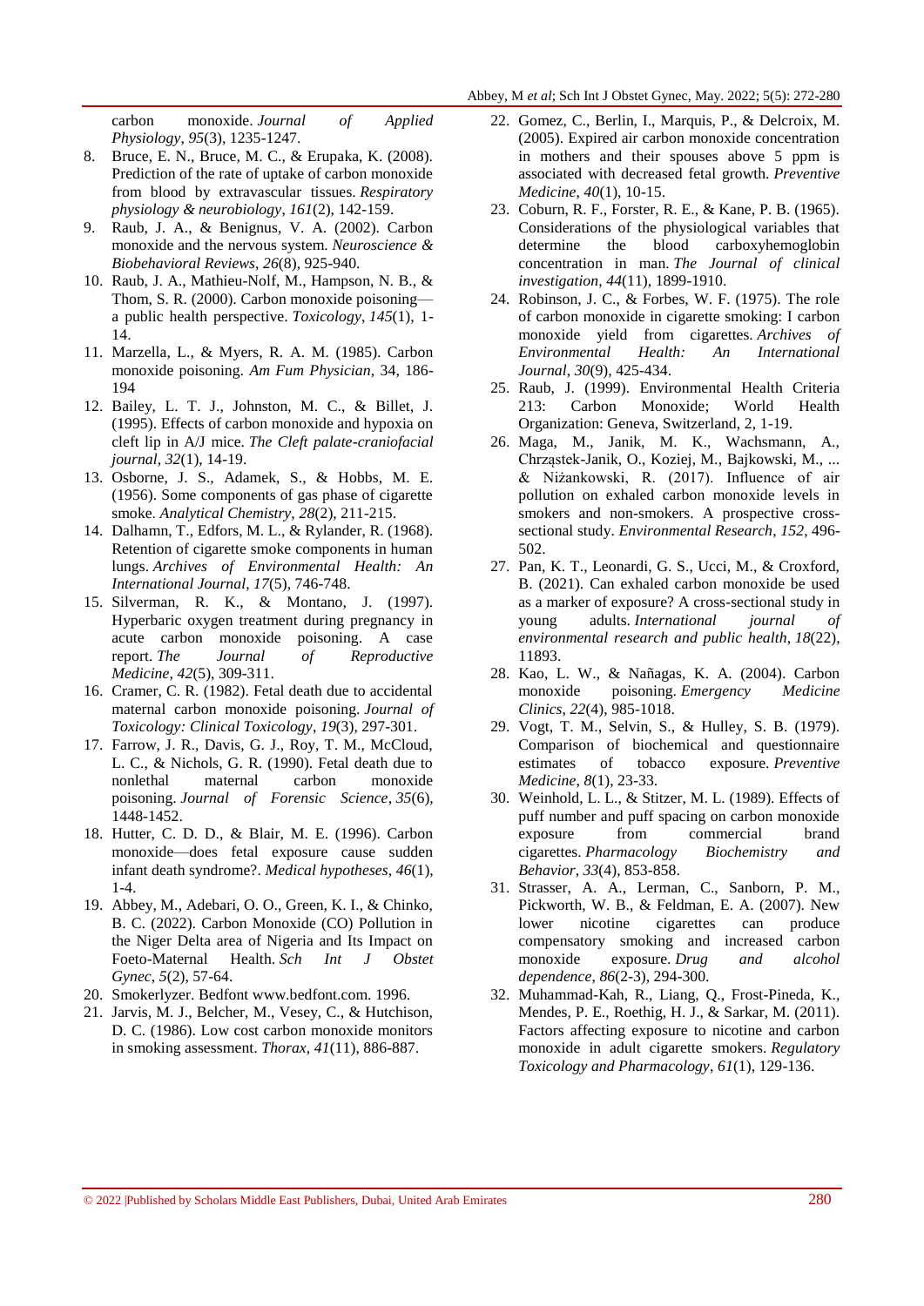carbon monoxide. *Journal of Applied Physiology*, *95*(3), 1235-1247.

8. Bruce, E. N., Bruce, M. C., & Erupaka, K. (2008). Prediction of the rate of uptake of carbon monoxide from blood by extravascular tissues. *Respiratory physiology & neurobiology*, *161*(2), 142-159.
9. Raub, J. A., & Benignus, V. A. (2002). Carbon monoxide and the nervous system. *Neuroscience & Biobehavioral Reviews*, *26*(8), 925-940.
10. Raub, J. A., Mathieu-Nolf, M., Hampson, N. B., & Thom, S. R. (2000). Carbon monoxide poisoning—a public health perspective. *Toxicology*, *145*(1), 1-14.
11. Marzella, L., & Myers, R. A. M. (1985). Carbon monoxide poisoning. *Am Fum Physician*, 34, 186-194
12. Bailey, L. T. J., Johnston, M. C., & Billet, J. (1995). Effects of carbon monoxide and hypoxia on cleft lip in A/J mice. *The Cleft palate-craniofacial journal*, *32*(1), 14-19.
13. Osborne, J. S., Adamek, S., & Hobbs, M. E. (1956). Some components of gas phase of cigarette smoke. *Analytical Chemistry*, *28*(2), 211-215.
14. Dalhamn, T., Edfors, M. L., & Rylander, R. (1968). Retention of cigarette smoke components in human lungs. *Archives of Environmental Health: An International Journal*, *17*(5), 746-748.
15. Silverman, R. K., & Montano, J. (1997). Hyperbaric oxygen treatment during pregnancy in acute carbon monoxide poisoning. A case report. *The Journal of Reproductive Medicine*, *42*(5), 309-311.
16. Cramer, C. R. (1982). Fetal death due to accidental maternal carbon monoxide poisoning. *Journal of Toxicology: Clinical Toxicology*, *19*(3), 297-301.
17. Farrow, J. R., Davis, G. J., Roy, T. M., McCloud, L. C., & Nichols, G. R. (1990). Fetal death due to nonlethal maternal carbon monoxide poisoning. *Journal of Forensic Science*, *35*(6), 1448-1452.
18. Hutter, C. D. D., & Blair, M. E. (1996). Carbon monoxide—does fetal exposure cause sudden infant death syndrome?. *Medical hypotheses*, *46*(1), 1-4.
19. Abbey, M., Adebari, O. O., Green, K. I., & Chinko, B. C. (2022). Carbon Monoxide (CO) Pollution in the Niger Delta area of Nigeria and Its Impact on Foeto-Maternal Health. *Sch Int J Obstet Gynec*, *5*(2), 57-64.
20. Smokerlyzer. Bedfont www.bedfont.com. 1996.
21. Jarvis, M. J., Belcher, M., Vesey, C., & Hutchison, D. C. (1986). Low cost carbon monoxide monitors in smoking assessment. *Thorax*, *41*(11), 886-887.
22. Gomez, C., Berlin, I., Marquis, P., & Delcroix, M. (2005). Expired air carbon monoxide concentration in mothers and their spouses above 5 ppm is associated with decreased fetal growth. *Preventive Medicine*, *40*(1), 10-15.
23. Coburn, R. F., Forster, R. E., & Kane, P. B. (1965). Considerations of the physiological variables that determine the blood carboxyhemoglobin concentration in man. *The Journal of clinical investigation*, *44*(11), 1899-1910.
24. Robinson, J. C., & Forbes, W. F. (1975). The role of carbon monoxide in cigarette smoking: I carbon monoxide yield from cigarettes. *Archives of Environmental Health: An International Journal*, *30*(9), 425-434.
25. Raub, J. (1999). Environmental Health Criteria 213: Carbon Monoxide; World Health Organization: Geneva, Switzerland, 2, 1-19.
26. Maga, M., Janik, M. K., Wachsmann, A., Chrząstek-Janik, O., Koziej, M., Bajkowski, M., ... & Niżankowski, R. (2017). Influence of air pollution on exhaled carbon monoxide levels in smokers and non-smokers. A prospective cross-sectional study. *Environmental Research*, *152*, 496-502.
27. Pan, K. T., Leonardi, G. S., Ucci, M., & Croxford, B. (2021). Can exhaled carbon monoxide be used as a marker of exposure? A cross-sectional study in young adults. *International journal of environmental research and public health*, *18*(22), 11893.
28. Kao, L. W., & Nañagas, K. A. (2004). Carbon monoxide poisoning. *Emergency Medicine Clinics*, *22*(4), 985-1018.
29. Vogt, T. M., Selvin, S., & Hulley, S. B. (1979). Comparison of biochemical and questionnaire estimates of tobacco exposure. *Preventive Medicine*, *8*(1), 23-33.
30. Weinhold, L. L., & Stitzer, M. L. (1989). Effects of puff number and puff spacing on carbon monoxide exposure from commercial brand cigarettes. *Pharmacology Biochemistry and Behavior*, *33*(4), 853-858.
31. Strasser, A. A., Lerman, C., Sanborn, P. M., Pickworth, W. B., & Feldman, E. A. (2007). New lower nicotine cigarettes can produce compensatory smoking and increased carbon monoxide exposure. *Drug and alcohol dependence*, *86*(2-3), 294-300.
32. Muhammad-Kah, R., Liang, Q., Frost-Pineda, K., Mendes, P. E., Roethig, H. J., & Sarkar, M. (2011). Factors affecting exposure to nicotine and carbon monoxide in adult cigarette smokers. *Regulatory Toxicology and Pharmacology*, *61*(1), 129-136.